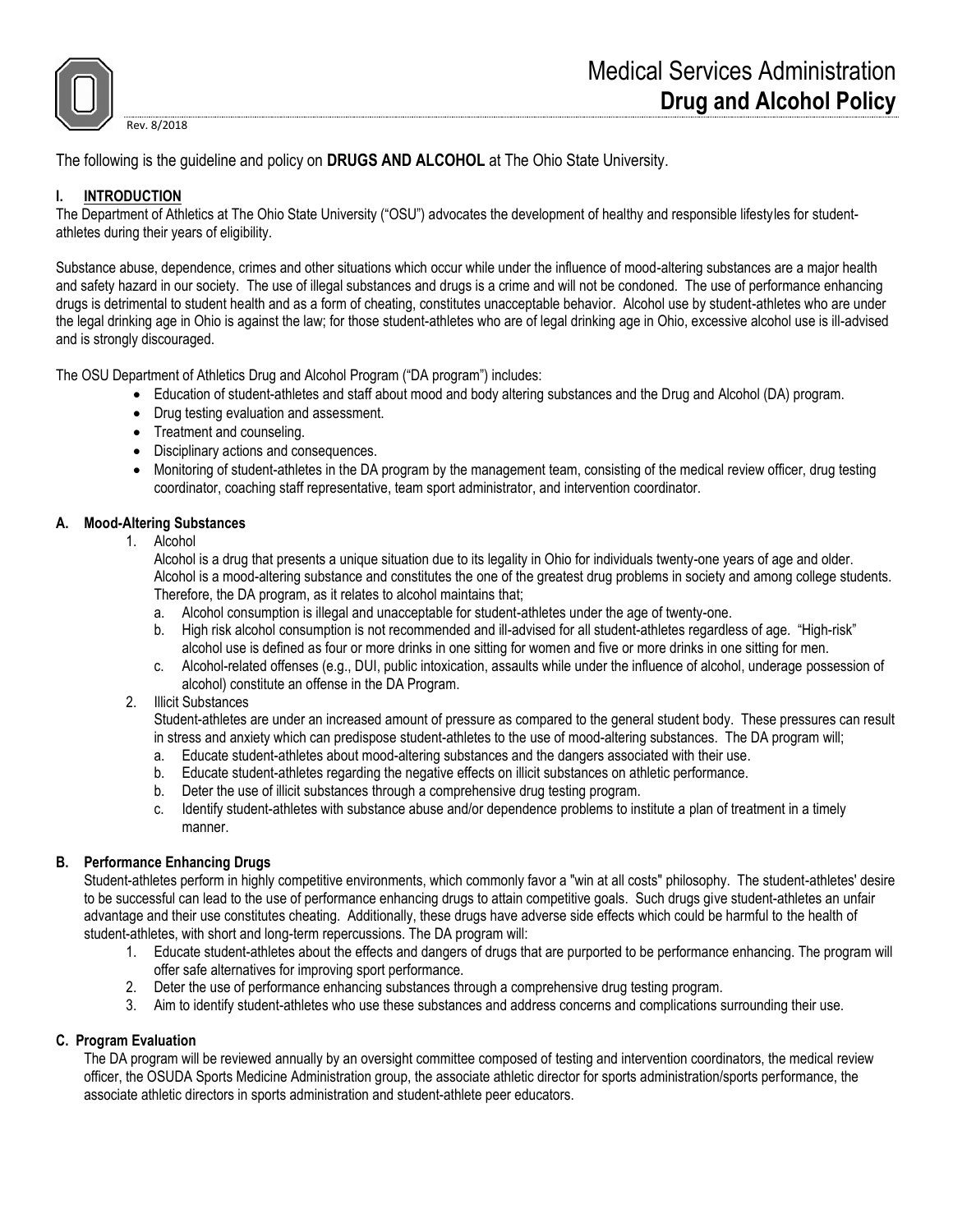# Medical Services Administration
## Drug and Alcohol Policy

Rev. 8/2018

The following is the guideline and policy on **DRUGS AND ALCOHOL** at The Ohio State University.

### I. INTRODUCTION

The Department of Athletics at The Ohio State University ("OSU") advocates the development of healthy and responsible lifestyles for student-athletes during their years of eligibility.

Substance abuse, dependence, crimes and other situations which occur while under the influence of mood-altering substances are a major health and safety hazard in our society. The use of illegal substances and drugs is a crime and will not be condoned. The use of performance enhancing drugs is detrimental to student health and as a form of cheating, constitutes unacceptable behavior. Alcohol use by student-athletes who are under the legal drinking age in Ohio is against the law; for those student-athletes who are of legal drinking age in Ohio, excessive alcohol use is ill-advised and is strongly discouraged.

The OSU Department of Athletics Drug and Alcohol Program ("DA program") includes:

- Education of student-athletes and staff about mood and body altering substances and the Drug and Alcohol (DA) program.
- Drug testing evaluation and assessment.
- Treatment and counseling.
- Disciplinary actions and consequences.
- Monitoring of student-athletes in the DA program by the management team, consisting of the medical review officer, drug testing coordinator, coaching staff representative, team sport administrator, and intervention coordinator.

#### A. Mood-Altering Substances

1. Alcohol

   Alcohol is a drug that presents a unique situation due to its legality in Ohio for individuals twenty-one years of age and older. Alcohol is a mood-altering substance and constitutes the one of the greatest drug problems in society and among college students. Therefore, the DA program, as it relates to alcohol maintains that;

   a. Alcohol consumption is illegal and unacceptable for student-athletes under the age of twenty-one.

   b. High risk alcohol consumption is not recommended and ill-advised for all student-athletes regardless of age. "High-risk" alcohol use is defined as four or more drinks in one sitting for women and five or more drinks in one sitting for men.

   c. Alcohol-related offenses (e.g., DUI, public intoxication, assaults while under the influence of alcohol, underage possession of alcohol) constitute an offense in the DA Program.

2. Illicit Substances

   Student-athletes are under an increased amount of pressure as compared to the general student body. These pressures can result in stress and anxiety which can predispose student-athletes to the use of mood-altering substances. The DA program will;

   a. Educate student-athletes about mood-altering substances and the dangers associated with their use.

   b. Educate student-athletes regarding the negative effects on illicit substances on athletic performance.

   b. Deter the use of illicit substances through a comprehensive drug testing program.

   c. Identify student-athletes with substance abuse and/or dependence problems to institute a plan of treatment in a timely manner.

#### B. Performance Enhancing Drugs

Student-athletes perform in highly competitive environments, which commonly favor a "win at all costs" philosophy. The student-athletes' desire to be successful can lead to the use of performance enhancing drugs to attain competitive goals. Such drugs give student-athletes an unfair advantage and their use constitutes cheating. Additionally, these drugs have adverse side effects which could be harmful to the health of student-athletes, with short and long-term repercussions. The DA program will:

1. Educate student-athletes about the effects and dangers of drugs that are purported to be performance enhancing. The program will offer safe alternatives for improving sport performance.
2. Deter the use of performance enhancing substances through a comprehensive drug testing program.
3. Aim to identify student-athletes who use these substances and address concerns and complications surrounding their use.

#### C. Program Evaluation

The DA program will be reviewed annually by an oversight committee composed of testing and intervention coordinators, the medical review officer, the OSUDA Sports Medicine Administration group, the associate athletic director for sports administration/sports performance, the associate athletic directors in sports administration and student-athlete peer educators.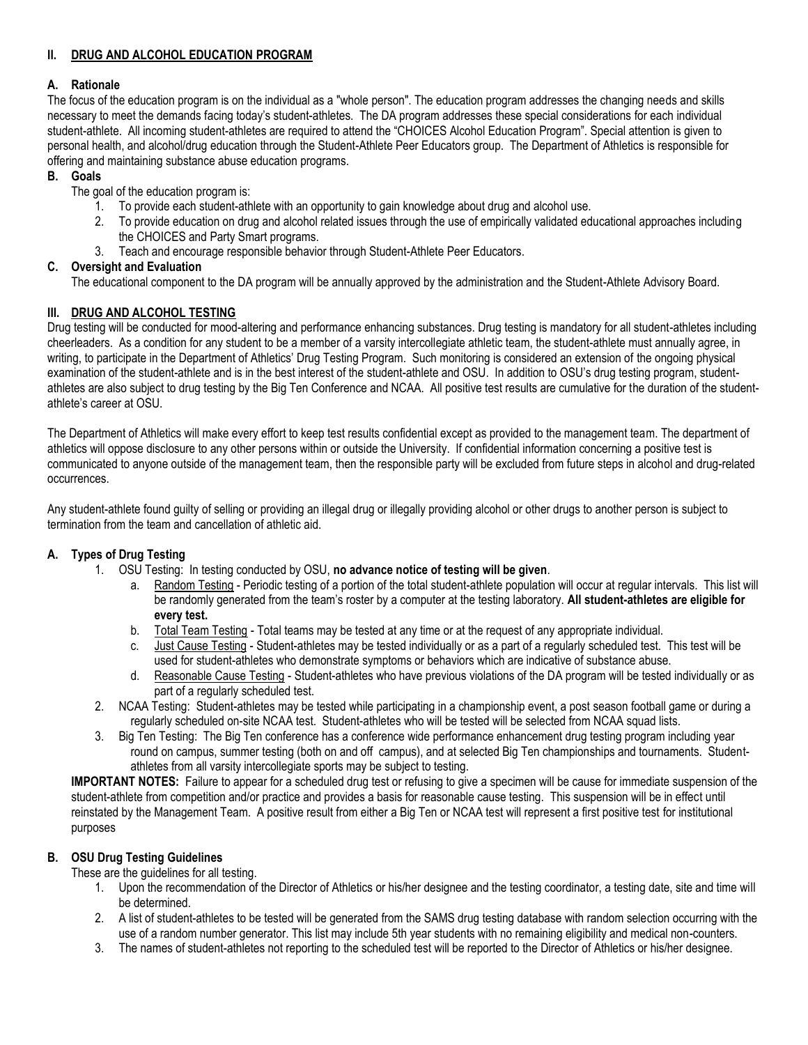## II. DRUG AND ALCOHOL EDUCATION PROGRAM

### A. Rationale

The focus of the education program is on the individual as a "whole person". The education program addresses the changing needs and skills necessary to meet the demands facing today's student-athletes. The DA program addresses these special considerations for each individual student-athlete. All incoming student-athletes are required to attend the "CHOICES Alcohol Education Program". Special attention is given to personal health, and alcohol/drug education through the Student-Athlete Peer Educators group. The Department of Athletics is responsible for offering and maintaining substance abuse education programs.

### B. Goals

The goal of the education program is:

1. To provide each student-athlete with an opportunity to gain knowledge about drug and alcohol use.
2. To provide education on drug and alcohol related issues through the use of empirically validated educational approaches including the CHOICES and Party Smart programs.
3. Teach and encourage responsible behavior through Student-Athlete Peer Educators.

### C. Oversight and Evaluation

The educational component to the DA program will be annually approved by the administration and the Student-Athlete Advisory Board.

## III. DRUG AND ALCOHOL TESTING

Drug testing will be conducted for mood-altering and performance enhancing substances. Drug testing is mandatory for all student-athletes including cheerleaders. As a condition for any student to be a member of a varsity intercollegiate athletic team, the student-athlete must annually agree, in writing, to participate in the Department of Athletics' Drug Testing Program. Such monitoring is considered an extension of the ongoing physical examination of the student-athlete and is in the best interest of the student-athlete and OSU. In addition to OSU's drug testing program, student-athletes are also subject to drug testing by the Big Ten Conference and NCAA. All positive test results are cumulative for the duration of the student-athlete's career at OSU.

The Department of Athletics will make every effort to keep test results confidential except as provided to the management team. The department of athletics will oppose disclosure to any other persons within or outside the University. If confidential information concerning a positive test is communicated to anyone outside of the management team, then the responsible party will be excluded from future steps in alcohol and drug-related occurrences.

Any student-athlete found guilty of selling or providing an illegal drug or illegally providing alcohol or other drugs to another person is subject to termination from the team and cancellation of athletic aid.

### A. Types of Drug Testing

1. OSU Testing: In testing conducted by OSU, **no advance notice of testing will be given**.
   a. Random Testing - Periodic testing of a portion of the total student-athlete population will occur at regular intervals. This list will be randomly generated from the team's roster by a computer at the testing laboratory. **All student-athletes are eligible for every test.**
   b. Total Team Testing - Total teams may be tested at any time or at the request of any appropriate individual.
   c. Just Cause Testing - Student-athletes may be tested individually or as a part of a regularly scheduled test. This test will be used for student-athletes who demonstrate symptoms or behaviors which are indicative of substance abuse.
   d. Reasonable Cause Testing - Student-athletes who have previous violations of the DA program will be tested individually or as part of a regularly scheduled test.
2. NCAA Testing: Student-athletes may be tested while participating in a championship event, a post season football game or during a regularly scheduled on-site NCAA test. Student-athletes who will be tested will be selected from NCAA squad lists.
3. Big Ten Testing: The Big Ten conference has a conference wide performance enhancement drug testing program including year round on campus, summer testing (both on and off campus), and at selected Big Ten championships and tournaments. Student-athletes from all varsity intercollegiate sports may be subject to testing.

**IMPORTANT NOTES:** Failure to appear for a scheduled drug test or refusing to give a specimen will be cause for immediate suspension of the student-athlete from competition and/or practice and provides a basis for reasonable cause testing. This suspension will be in effect until reinstated by the Management Team. A positive result from either a Big Ten or NCAA test will represent a first positive test for institutional purposes

### B. OSU Drug Testing Guidelines

These are the guidelines for all testing.

1. Upon the recommendation of the Director of Athletics or his/her designee and the testing coordinator, a testing date, site and time will be determined.
2. A list of student-athletes to be tested will be generated from the SAMS drug testing database with random selection occurring with the use of a random number generator. This list may include 5th year students with no remaining eligibility and medical non-counters.
3. The names of student-athletes not reporting to the scheduled test will be reported to the Director of Athletics or his/her designee.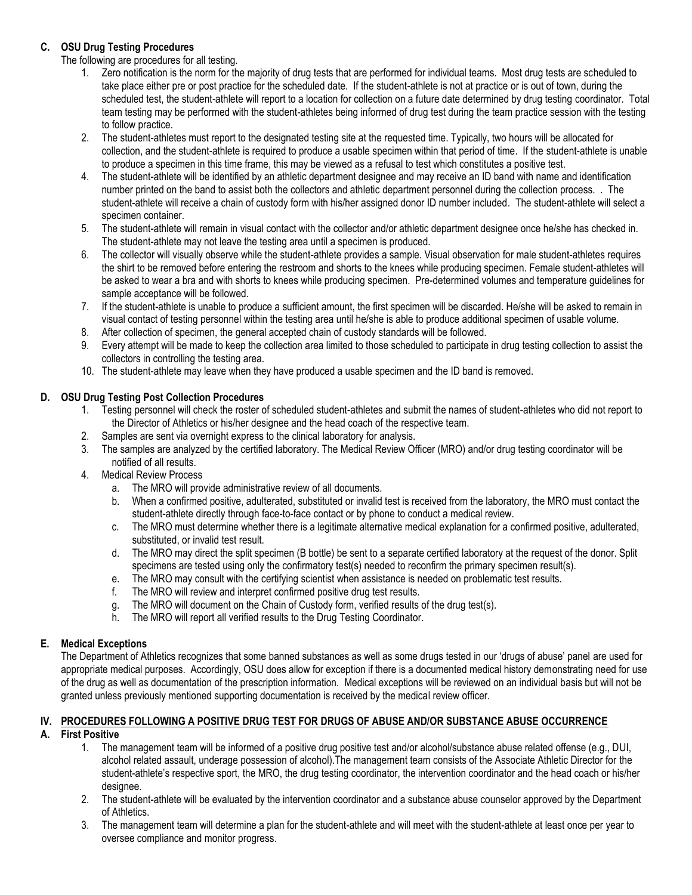### C. OSU Drug Testing Procedures

The following are procedures for all testing.

1. Zero notification is the norm for the majority of drug tests that are performed for individual teams. Most drug tests are scheduled to take place either pre or post practice for the scheduled date. If the student-athlete is not at practice or is out of town, during the scheduled test, the student-athlete will report to a location for collection on a future date determined by drug testing coordinator. Total team testing may be performed with the student-athletes being informed of drug test during the team practice session with the testing to follow practice.
2. The student-athletes must report to the designated testing site at the requested time. Typically, two hours will be allocated for collection, and the student-athlete is required to produce a usable specimen within that period of time. If the student-athlete is unable to produce a specimen in this time frame, this may be viewed as a refusal to test which constitutes a positive test.
4. The student-athlete will be identified by an athletic department designee and may receive an ID band with name and identification number printed on the band to assist both the collectors and athletic department personnel during the collection process. . The student-athlete will receive a chain of custody form with his/her assigned donor ID number included. The student-athlete will select a specimen container.
5. The student-athlete will remain in visual contact with the collector and/or athletic department designee once he/she has checked in. The student-athlete may not leave the testing area until a specimen is produced.
6. The collector will visually observe while the student-athlete provides a sample. Visual observation for male student-athletes requires the shirt to be removed before entering the restroom and shorts to the knees while producing specimen. Female student-athletes will be asked to wear a bra and with shorts to knees while producing specimen. Pre-determined volumes and temperature guidelines for sample acceptance will be followed.
7. If the student-athlete is unable to produce a sufficient amount, the first specimen will be discarded. He/she will be asked to remain in visual contact of testing personnel within the testing area until he/she is able to produce additional specimen of usable volume.
8. After collection of specimen, the general accepted chain of custody standards will be followed.
9. Every attempt will be made to keep the collection area limited to those scheduled to participate in drug testing collection to assist the collectors in controlling the testing area.
10. The student-athlete may leave when they have produced a usable specimen and the ID band is removed.

### D. OSU Drug Testing Post Collection Procedures

1. Testing personnel will check the roster of scheduled student-athletes and submit the names of student-athletes who did not report to the Director of Athletics or his/her designee and the head coach of the respective team.
2. Samples are sent via overnight express to the clinical laboratory for analysis.
3. The samples are analyzed by the certified laboratory. The Medical Review Officer (MRO) and/or drug testing coordinator will be notified of all results.
4. Medical Review Process
   a. The MRO will provide administrative review of all documents.
   b. When a confirmed positive, adulterated, substituted or invalid test is received from the laboratory, the MRO must contact the student-athlete directly through face-to-face contact or by phone to conduct a medical review.
   c. The MRO must determine whether there is a legitimate alternative medical explanation for a confirmed positive, adulterated, substituted, or invalid test result.
   d. The MRO may direct the split specimen (B bottle) be sent to a separate certified laboratory at the request of the donor. Split specimens are tested using only the confirmatory test(s) needed to reconfirm the primary specimen result(s).
   e. The MRO may consult with the certifying scientist when assistance is needed on problematic test results.
   f. The MRO will review and interpret confirmed positive drug test results.
   g. The MRO will document on the Chain of Custody form, verified results of the drug test(s).
   h. The MRO will report all verified results to the Drug Testing Coordinator.

### E. Medical Exceptions

The Department of Athletics recognizes that some banned substances as well as some drugs tested in our 'drugs of abuse' panel are used for appropriate medical purposes. Accordingly, OSU does allow for exception if there is a documented medical history demonstrating need for use of the drug as well as documentation of the prescription information. Medical exceptions will be reviewed on an individual basis but will not be granted unless previously mentioned supporting documentation is received by the medical review officer.

## IV. PROCEDURES FOLLOWING A POSITIVE DRUG TEST FOR DRUGS OF ABUSE AND/OR SUBSTANCE ABUSE OCCURRENCE

### A. First Positive

1. The management team will be informed of a positive drug positive test and/or alcohol/substance abuse related offense (e.g., DUI, alcohol related assault, underage possession of alcohol).The management team consists of the Associate Athletic Director for the student-athlete's respective sport, the MRO, the drug testing coordinator, the intervention coordinator and the head coach or his/her designee.
2. The student-athlete will be evaluated by the intervention coordinator and a substance abuse counselor approved by the Department of Athletics.
3. The management team will determine a plan for the student-athlete and will meet with the student-athlete at least once per year to oversee compliance and monitor progress.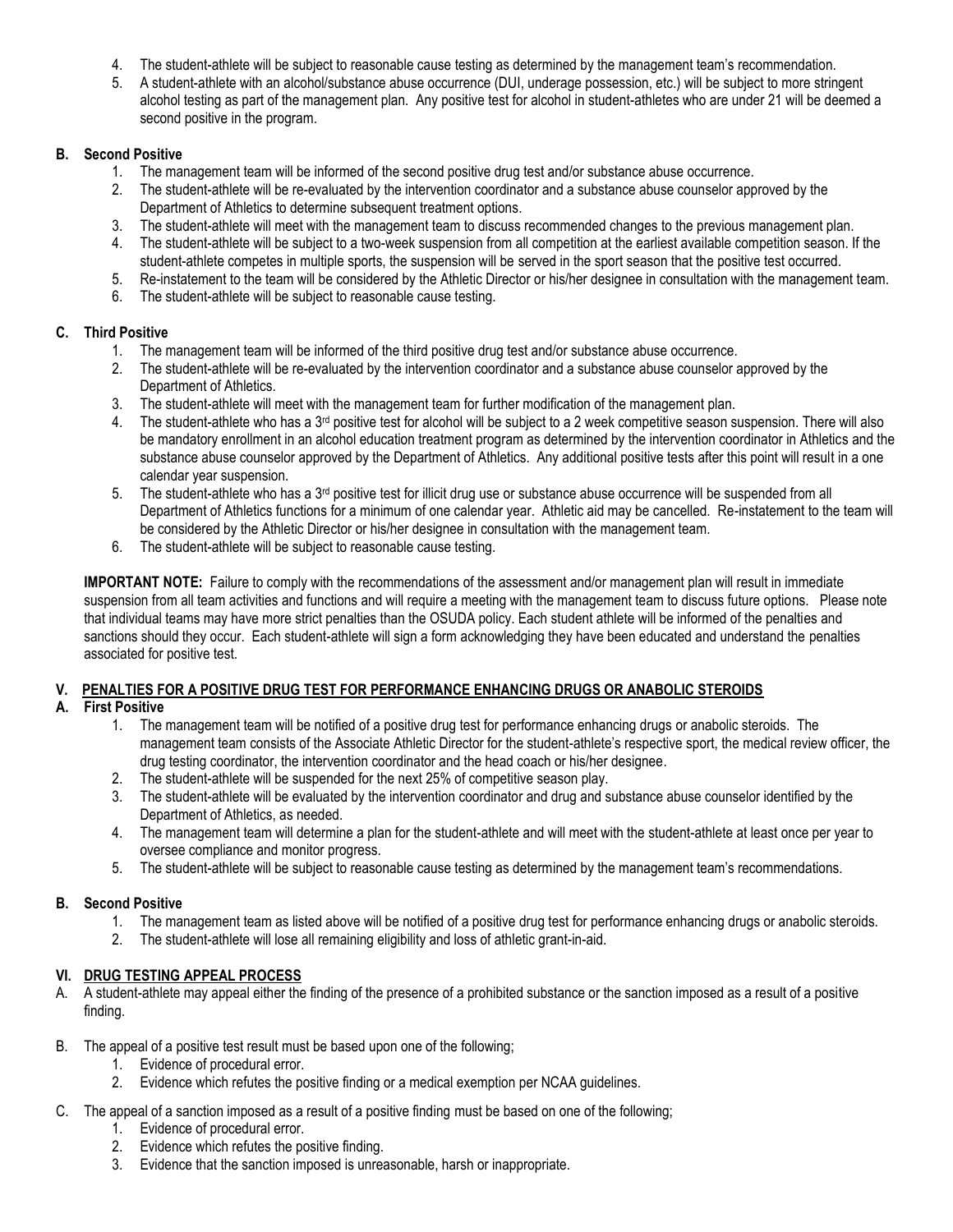4. The student-athlete will be subject to reasonable cause testing as determined by the management team's recommendation.
5. A student-athlete with an alcohol/substance abuse occurrence (DUI, underage possession, etc.) will be subject to more stringent alcohol testing as part of the management plan. Any positive test for alcohol in student-athletes who are under 21 will be deemed a second positive in the program.

**B. Second Positive**

1. The management team will be informed of the second positive drug test and/or substance abuse occurrence.
2. The student-athlete will be re-evaluated by the intervention coordinator and a substance abuse counselor approved by the Department of Athletics to determine subsequent treatment options.
3. The student-athlete will meet with the management team to discuss recommended changes to the previous management plan.
4. The student-athlete will be subject to a two-week suspension from all competition at the earliest available competition season. If the student-athlete competes in multiple sports, the suspension will be served in the sport season that the positive test occurred.
5. Re-instatement to the team will be considered by the Athletic Director or his/her designee in consultation with the management team.
6. The student-athlete will be subject to reasonable cause testing.

**C. Third Positive**

1. The management team will be informed of the third positive drug test and/or substance abuse occurrence.
2. The student-athlete will be re-evaluated by the intervention coordinator and a substance abuse counselor approved by the Department of Athletics.
3. The student-athlete will meet with the management team for further modification of the management plan.
4. The student-athlete who has a 3rd positive test for alcohol will be subject to a 2 week competitive season suspension. There will also be mandatory enrollment in an alcohol education treatment program as determined by the intervention coordinator in Athletics and the substance abuse counselor approved by the Department of Athletics. Any additional positive tests after this point will result in a one calendar year suspension.
5. The student-athlete who has a 3rd positive test for illicit drug use or substance abuse occurrence will be suspended from all Department of Athletics functions for a minimum of one calendar year. Athletic aid may be cancelled. Re-instatement to the team will be considered by the Athletic Director or his/her designee in consultation with the management team.
6. The student-athlete will be subject to reasonable cause testing.

**IMPORTANT NOTE:** Failure to comply with the recommendations of the assessment and/or management plan will result in immediate suspension from all team activities and functions and will require a meeting with the management team to discuss future options. Please note that individual teams may have more strict penalties than the OSUDA policy. Each student athlete will be informed of the penalties and sanctions should they occur. Each student-athlete will sign a form acknowledging they have been educated and understand the penalties associated for positive test.

## V. PENALTIES FOR A POSITIVE DRUG TEST FOR PERFORMANCE ENHANCING DRUGS OR ANABOLIC STEROIDS

**A. First Positive**

1. The management team will be notified of a positive drug test for performance enhancing drugs or anabolic steroids. The management team consists of the Associate Athletic Director for the student-athlete's respective sport, the medical review officer, the drug testing coordinator, the intervention coordinator and the head coach or his/her designee.
2. The student-athlete will be suspended for the next 25% of competitive season play.
3. The student-athlete will be evaluated by the intervention coordinator and drug and substance abuse counselor identified by the Department of Athletics, as needed.
4. The management team will determine a plan for the student-athlete and will meet with the student-athlete at least once per year to oversee compliance and monitor progress.
5. The student-athlete will be subject to reasonable cause testing as determined by the management team's recommendations.

**B. Second Positive**

1. The management team as listed above will be notified of a positive drug test for performance enhancing drugs or anabolic steroids.
2. The student-athlete will lose all remaining eligibility and loss of athletic grant-in-aid.

## VI. DRUG TESTING APPEAL PROCESS

A. A student-athlete may appeal either the finding of the presence of a prohibited substance or the sanction imposed as a result of a positive finding.

B. The appeal of a positive test result must be based upon one of the following;
   1. Evidence of procedural error.
   2. Evidence which refutes the positive finding or a medical exemption per NCAA guidelines.

C. The appeal of a sanction imposed as a result of a positive finding must be based on one of the following;
   1. Evidence of procedural error.
   2. Evidence which refutes the positive finding.
   3. Evidence that the sanction imposed is unreasonable, harsh or inappropriate.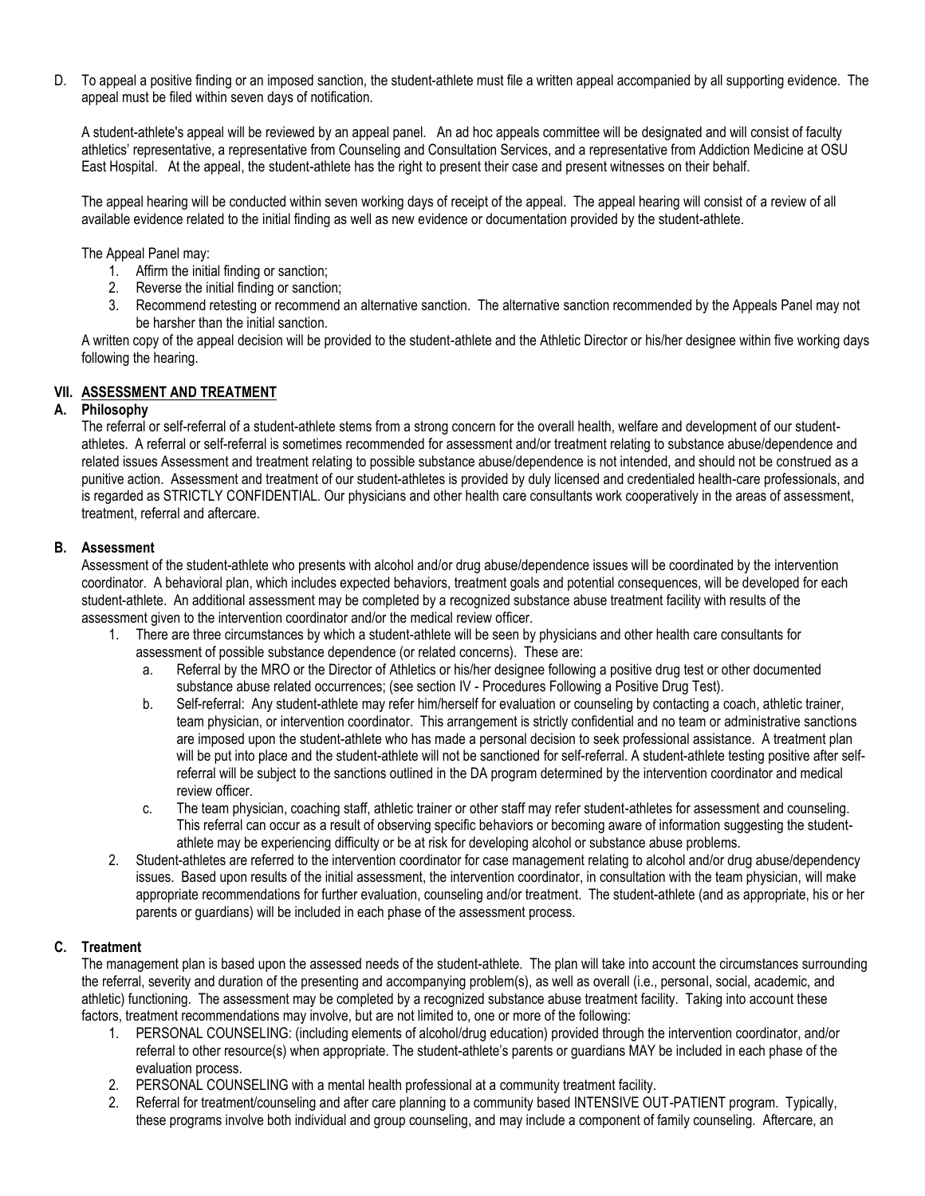D. To appeal a positive finding or an imposed sanction, the student-athlete must file a written appeal accompanied by all supporting evidence. The appeal must be filed within seven days of notification.

A student-athlete's appeal will be reviewed by an appeal panel. An ad hoc appeals committee will be designated and will consist of faculty athletics' representative, a representative from Counseling and Consultation Services, and a representative from Addiction Medicine at OSU East Hospital. At the appeal, the student-athlete has the right to present their case and present witnesses on their behalf.

The appeal hearing will be conducted within seven working days of receipt of the appeal. The appeal hearing will consist of a review of all available evidence related to the initial finding as well as new evidence or documentation provided by the student-athlete.

The Appeal Panel may:

1. Affirm the initial finding or sanction;
2. Reverse the initial finding or sanction;
3. Recommend retesting or recommend an alternative sanction. The alternative sanction recommended by the Appeals Panel may not be harsher than the initial sanction.

A written copy of the appeal decision will be provided to the student-athlete and the Athletic Director or his/her designee within five working days following the hearing.

## VII. ASSESSMENT AND TREATMENT

### A. Philosophy

The referral or self-referral of a student-athlete stems from a strong concern for the overall health, welfare and development of our student-athletes. A referral or self-referral is sometimes recommended for assessment and/or treatment relating to substance abuse/dependence and related issues Assessment and treatment relating to possible substance abuse/dependence is not intended, and should not be construed as a punitive action. Assessment and treatment of our student-athletes is provided by duly licensed and credentialed health-care professionals, and is regarded as STRICTLY CONFIDENTIAL. Our physicians and other health care consultants work cooperatively in the areas of assessment, treatment, referral and aftercare.

### B. Assessment

Assessment of the student-athlete who presents with alcohol and/or drug abuse/dependence issues will be coordinated by the intervention coordinator. A behavioral plan, which includes expected behaviors, treatment goals and potential consequences, will be developed for each student-athlete. An additional assessment may be completed by a recognized substance abuse treatment facility with results of the assessment given to the intervention coordinator and/or the medical review officer.

1. There are three circumstances by which a student-athlete will be seen by physicians and other health care consultants for assessment of possible substance dependence (or related concerns). These are:
   a. Referral by the MRO or the Director of Athletics or his/her designee following a positive drug test or other documented substance abuse related occurrences; (see section IV - Procedures Following a Positive Drug Test).
   b. Self-referral: Any student-athlete may refer him/herself for evaluation or counseling by contacting a coach, athletic trainer, team physician, or intervention coordinator. This arrangement is strictly confidential and no team or administrative sanctions are imposed upon the student-athlete who has made a personal decision to seek professional assistance. A treatment plan will be put into place and the student-athlete will not be sanctioned for self-referral. A student-athlete testing positive after self-referral will be subject to the sanctions outlined in the DA program determined by the intervention coordinator and medical review officer.
   c. The team physician, coaching staff, athletic trainer or other staff may refer student-athletes for assessment and counseling. This referral can occur as a result of observing specific behaviors or becoming aware of information suggesting the student-athlete may be experiencing difficulty or be at risk for developing alcohol or substance abuse problems.
2. Student-athletes are referred to the intervention coordinator for case management relating to alcohol and/or drug abuse/dependency issues. Based upon results of the initial assessment, the intervention coordinator, in consultation with the team physician, will make appropriate recommendations for further evaluation, counseling and/or treatment. The student-athlete (and as appropriate, his or her parents or guardians) will be included in each phase of the assessment process.

### C. Treatment

The management plan is based upon the assessed needs of the student-athlete. The plan will take into account the circumstances surrounding the referral, severity and duration of the presenting and accompanying problem(s), as well as overall (i.e., personal, social, academic, and athletic) functioning. The assessment may be completed by a recognized substance abuse treatment facility. Taking into account these factors, treatment recommendations may involve, but are not limited to, one or more of the following:

1. PERSONAL COUNSELING: (including elements of alcohol/drug education) provided through the intervention coordinator, and/or referral to other resource(s) when appropriate. The student-athlete's parents or guardians MAY be included in each phase of the evaluation process.
2. PERSONAL COUNSELING with a mental health professional at a community treatment facility.
2. Referral for treatment/counseling and after care planning to a community based INTENSIVE OUT-PATIENT program. Typically, these programs involve both individual and group counseling, and may include a component of family counseling. Aftercare, an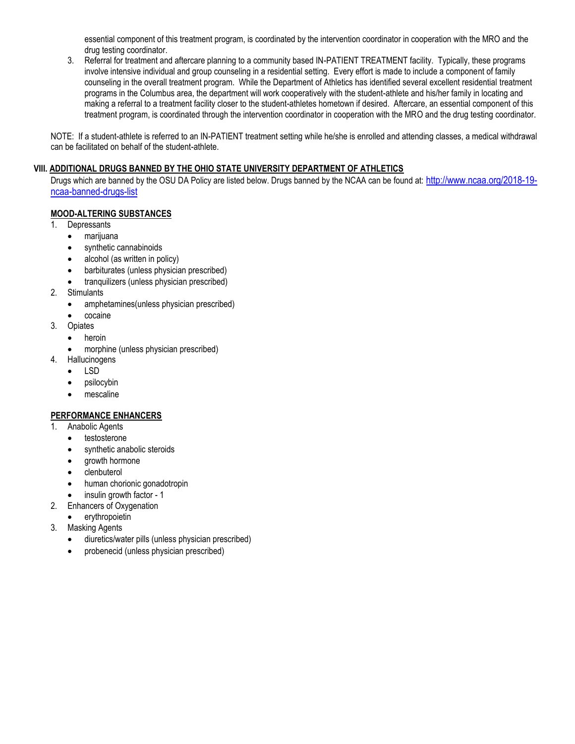essential component of this treatment program, is coordinated by the intervention coordinator in cooperation with the MRO and the drug testing coordinator.

3. Referral for treatment and aftercare planning to a community based IN-PATIENT TREATMENT facility. Typically, these programs involve intensive individual and group counseling in a residential setting. Every effort is made to include a component of family counseling in the overall treatment program. While the Department of Athletics has identified several excellent residential treatment programs in the Columbus area, the department will work cooperatively with the student-athlete and his/her family in locating and making a referral to a treatment facility closer to the student-athletes hometown if desired. Aftercare, an essential component of this treatment program, is coordinated through the intervention coordinator in cooperation with the MRO and the drug testing coordinator.

NOTE: If a student-athlete is referred to an IN-PATIENT treatment setting while he/she is enrolled and attending classes, a medical withdrawal can be facilitated on behalf of the student-athlete.

## VIII. ADDITIONAL DRUGS BANNED BY THE OHIO STATE UNIVERSITY DEPARTMENT OF ATHLETICS

Drugs which are banned by the OSU DA Policy are listed below. Drugs banned by the NCAA can be found at: http://www.ncaa.org/2018-19-ncaa-banned-drugs-list

### MOOD-ALTERING SUBSTANCES

1. Depressants
   - marijuana
   - synthetic cannabinoids
   - alcohol (as written in policy)
   - barbiturates (unless physician prescribed)
   - tranquilizers (unless physician prescribed)
2. Stimulants
   - amphetamines(unless physician prescribed)
   - cocaine
3. Opiates
   - heroin
   - morphine (unless physician prescribed)
4. Hallucinogens
   - LSD
   - psilocybin
   - mescaline

### PERFORMANCE ENHANCERS

1. Anabolic Agents
   - testosterone
   - synthetic anabolic steroids
   - growth hormone
   - clenbuterol
   - human chorionic gonadotropin
   - insulin growth factor - 1
2. Enhancers of Oxygenation
   - erythropoietin
3. Masking Agents
   - diuretics/water pills (unless physician prescribed)
   - probenecid (unless physician prescribed)